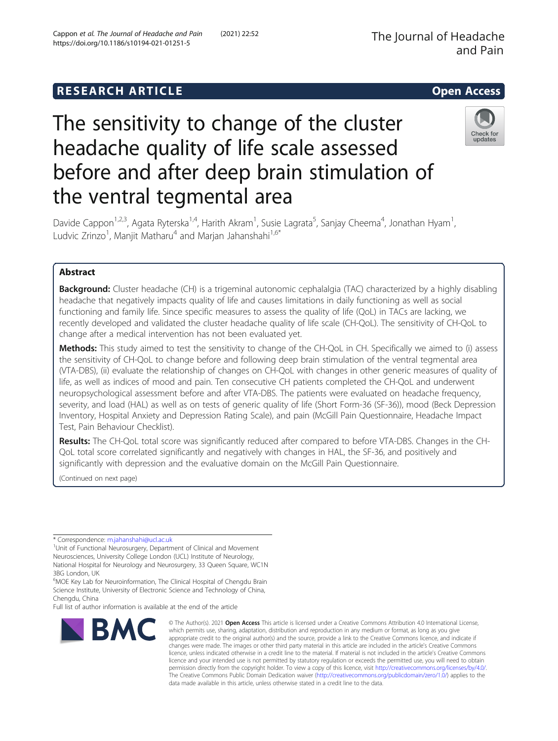RESEARCH ARTICLE

Open Access

# The sensitivity to change of the cluster headache quality of life scale assessed before and after deep brain stimulation of the ventral tegmental area

Davide Cappon[1,2,3], Agata Ryterska[1,4], Harith Akram[1], Susie Lagrata[5], Sanjay Cheema[4], Jonathan Hyam[1], Ludvic Zrinzo[1], Manjit Matharu[4] and Marjan Jahanshahi[1,6*]

## Abstract

**Background:** Cluster headache (CH) is a trigeminal autonomic cephalalgia (TAC) characterized by a highly disabling headache that negatively impacts quality of life and causes limitations in daily functioning as well as social functioning and family life. Since specific measures to assess the quality of life (QoL) in TACs are lacking, we recently developed and validated the cluster headache quality of life scale (CH-QoL). The sensitivity of CH-QoL to change after a medical intervention has not been evaluated yet.

**Methods:** This study aimed to test the sensitivity to change of the CH-QoL in CH. Specifically we aimed to (i) assess the sensitivity of CH-QoL to change before and following deep brain stimulation of the ventral tegmental area (VTA-DBS), (ii) evaluate the relationship of changes on CH-QoL with changes in other generic measures of quality of life, as well as indices of mood and pain. Ten consecutive CH patients completed the CH-QoL and underwent neuropsychological assessment before and after VTA-DBS. The patients were evaluated on headache frequency, severity, and load (HAL) as well as on tests of generic quality of life (Short Form-36 (SF-36)), mood (Beck Depression Inventory, Hospital Anxiety and Depression Rating Scale), and pain (McGill Pain Questionnaire, Headache Impact Test, Pain Behaviour Checklist).

**Results:** The CH-QoL total score was significantly reduced after compared to before VTA-DBS. Changes in the CH-QoL total score correlated significantly and negatively with changes in HAL, the SF-36, and positively and significantly with depression and the evaluative domain on the McGill Pain Questionnaire.

(Continued on next page)

\* Correspondence: m.jahanshahi@ucl.ac.uk

[1]Unit of Functional Neurosurgery, Department of Clinical and Movement Neurosciences, University College London (UCL) Institute of Neurology, National Hospital for Neurology and Neurosurgery, 33 Queen Square, WC1N 3BG London, UK

[6]MOE Key Lab for Neuroinformation, The Clinical Hospital of Chengdu Brain Science Institute, University of Electronic Science and Technology of China, Chengdu, China

Full list of author information is available at the end of the article

© The Author(s). 2021 **Open Access** This article is licensed under a Creative Commons Attribution 4.0 International License, which permits use, sharing, adaptation, distribution and reproduction in any medium or format, as long as you give appropriate credit to the original author(s) and the source, provide a link to the Creative Commons licence, and indicate if changes were made. The images or other third party material in this article are included in the article's Creative Commons licence, unless indicated otherwise in a credit line to the material. If material is not included in the article's Creative Commons licence and your intended use is not permitted by statutory regulation or exceeds the permitted use, you will need to obtain permission directly from the copyright holder. To view a copy of this licence, visit http://creativecommons.org/licenses/by/4.0/. The Creative Commons Public Domain Dedication waiver (http://creativecommons.org/publicdomain/zero/1.0/) applies to the data made available in this article, unless otherwise stated in a credit line to the data.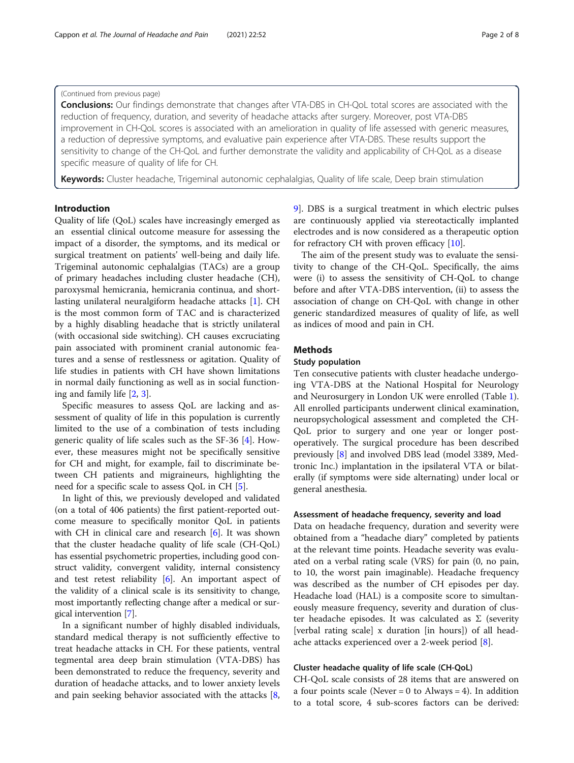(Continued from previous page)

**Conclusions:** Our findings demonstrate that changes after VTA-DBS in CH-QoL total scores are associated with the reduction of frequency, duration, and severity of headache attacks after surgery. Moreover, post VTA-DBS improvement in CH-QoL scores is associated with an amelioration in quality of life assessed with generic measures, a reduction of depressive symptoms, and evaluative pain experience after VTA-DBS. These results support the sensitivity to change of the CH-QoL and further demonstrate the validity and applicability of CH-QoL as a disease specific measure of quality of life for CH.

**Keywords:** Cluster headache, Trigeminal autonomic cephalalgias, Quality of life scale, Deep brain stimulation

## Introduction

Quality of life (QoL) scales have increasingly emerged as an essential clinical outcome measure for assessing the impact of a disorder, the symptoms, and its medical or surgical treatment on patients' well-being and daily life. Trigeminal autonomic cephalalgias (TACs) are a group of primary headaches including cluster headache (CH), paroxysmal hemicrania, hemicrania continua, and short-lasting unilateral neuralgiform headache attacks [1]. CH is the most common form of TAC and is characterized by a highly disabling headache that is strictly unilateral (with occasional side switching). CH causes excruciating pain associated with prominent cranial autonomic features and a sense of restlessness or agitation. Quality of life studies in patients with CH have shown limitations in normal daily functioning as well as in social functioning and family life [2, 3].

Specific measures to assess QoL are lacking and assessment of quality of life in this population is currently limited to the use of a combination of tests including generic quality of life scales such as the SF-36 [4]. However, these measures might not be specifically sensitive for CH and might, for example, fail to discriminate between CH patients and migraineurs, highlighting the need for a specific scale to assess QoL in CH [5].

In light of this, we previously developed and validated (on a total of 406 patients) the first patient-reported outcome measure to specifically monitor QoL in patients with CH in clinical care and research [6]. It was shown that the cluster headache quality of life scale (CH-QoL) has essential psychometric properties, including good construct validity, convergent validity, internal consistency and test retest reliability [6]. An important aspect of the validity of a clinical scale is its sensitivity to change, most importantly reflecting change after a medical or surgical intervention [7].

In a significant number of highly disabled individuals, standard medical therapy is not sufficiently effective to treat headache attacks in CH. For these patients, ventral tegmental area deep brain stimulation (VTA-DBS) has been demonstrated to reduce the frequency, severity and duration of headache attacks, and to lower anxiety levels and pain seeking behavior associated with the attacks [8, 9]. DBS is a surgical treatment in which electric pulses are continuously applied via stereotactically implanted electrodes and is now considered as a therapeutic option for refractory CH with proven efficacy [10].

The aim of the present study was to evaluate the sensitivity to change of the CH-QoL. Specifically, the aims were (i) to assess the sensitivity of CH-QoL to change before and after VTA-DBS intervention, (ii) to assess the association of change on CH-QoL with change in other generic standardized measures of quality of life, as well as indices of mood and pain in CH.

## Methods

### Study population

Ten consecutive patients with cluster headache undergoing VTA-DBS at the National Hospital for Neurology and Neurosurgery in London UK were enrolled (Table 1). All enrolled participants underwent clinical examination, neuropsychological assessment and completed the CH-QoL prior to surgery and one year or longer post-operatively. The surgical procedure has been described previously [8] and involved DBS lead (model 3389, Medtronic Inc.) implantation in the ipsilateral VTA or bilaterally (if symptoms were side alternating) under local or general anesthesia.

### Assessment of headache frequency, severity and load

Data on headache frequency, duration and severity were obtained from a "headache diary" completed by patients at the relevant time points. Headache severity was evaluated on a verbal rating scale (VRS) for pain (0, no pain, to 10, the worst pain imaginable). Headache frequency was described as the number of CH episodes per day. Headache load (HAL) is a composite score to simultaneously measure frequency, severity and duration of cluster headache episodes. It was calculated as Σ (severity [verbal rating scale] x duration [in hours]) of all headache attacks experienced over a 2-week period [8].

### Cluster headache quality of life scale (CH-QoL)

CH-QoL scale consists of 28 items that are answered on a four points scale (Never = 0 to Always = 4). In addition to a total score, 4 sub-scores factors can be derived: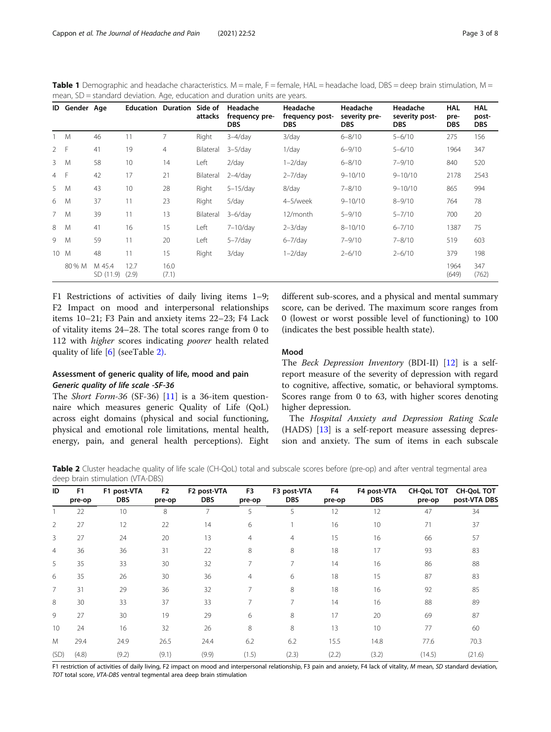**Table 1** Demographic and headache characteristics. M = male, F = female, HAL = headache load, DBS = deep brain stimulation, M = mean, SD = standard deviation. Age, education and duration units are years.

| ID | Gender | Age | Education | Duration | Side of attacks | Headache frequency pre-DBS | Headache frequency post-DBS | Headache severity pre-DBS | Headache severity post-DBS | HAL pre-DBS | HAL post-DBS |
|---|---|---|---|---|---|---|---|---|---|---|---|
| 1 | M | 46 | 11 | 7 | Right | 3–4/day | 3/day | 6–8/10 | 5–6/10 | 275 | 156 |
| 2 | F | 41 | 19 | 4 | Bilateral | 3–5/day | 1/day | 6–9/10 | 5–6/10 | 1964 | 347 |
| 3 | M | 58 | 10 | 14 | Left | 2/day | 1–2/day | 6–8/10 | 7–9/10 | 840 | 520 |
| 4 | F | 42 | 17 | 21 | Bilateral | 2–4/day | 2–7/day | 9–10/10 | 9–10/10 | 2178 | 2543 |
| 5 | M | 43 | 10 | 28 | Right | 5–15/day | 8/day | 7–8/10 | 9–10/10 | 865 | 994 |
| 6 | M | 37 | 11 | 23 | Right | 5/day | 4–5/week | 9–10/10 | 8–9/10 | 764 | 78 |
| 7 | M | 39 | 11 | 13 | Bilateral | 3–6/day | 12/month | 5–9/10 | 5–7/10 | 700 | 20 |
| 8 | M | 41 | 16 | 15 | Left | 7–10/day | 2–3/day | 8–10/10 | 6–7/10 | 1387 | 75 |
| 9 | M | 59 | 11 | 20 | Left | 5–7/day | 6–7/day | 7–9/10 | 7–8/10 | 519 | 603 |
| 10 | M | 48 | 11 | 15 | Right | 3/day | 1–2/day | 2–6/10 | 2–6/10 | 379 | 198 |
| | 80 % M | M 45.4 SD (11.9) | 12.7 (2.9) | 16.0 (7.1) | | | | | | 1964 (649) | 347 (762) |

F1 Restrictions of activities of daily living items 1–9; F2 Impact on mood and interpersonal relationships items 10–21; F3 Pain and anxiety items 22–23; F4 Lack of vitality items 24–28. The total scores range from 0 to 112 with *higher* scores indicating *poorer* health related quality of life [6] (seeTable 2).

## Assessment of generic quality of life, mood and pain

### *Generic quality of life scale -SF-36*

The *Short Form-36* (SF-36) [11] is a 36-item questionnaire which measures generic Quality of Life (QoL) across eight domains (physical and social functioning, physical and emotional role limitations, mental health, energy, pain, and general health perceptions). Eight different sub-scores, and a physical and mental summary score, can be derived. The maximum score ranges from 0 (lowest or worst possible level of functioning) to 100 (indicates the best possible health state).

### Mood

The *Beck Depression Inventory* (BDI-II) [12] is a self-report measure of the severity of depression with regard to cognitive, affective, somatic, or behavioral symptoms. Scores range from 0 to 63, with higher scores denoting higher depression.

The *Hospital Anxiety and Depression Rating Scale* (HADS) [13] is a self-report measure assessing depression and anxiety. The sum of items in each subscale

**Table 2** Cluster headache quality of life scale (CH-QoL) total and subscale scores before (pre-op) and after ventral tegmental area deep brain stimulation (VTA-DBS)

| ID | F1 pre-op | F1 post-VTA DBS | F2 pre-op | F2 post-VTA DBS | F3 pre-op | F3 post-VTA DBS | F4 pre-op | F4 post-VTA DBS | CH-QoL TOT pre-op | CH-QoL TOT post-VTA DBS |
|---|---|---|---|---|---|---|---|---|---|---|
| 1 | 22 | 10 | 8 | 7 | 5 | 5 | 12 | 12 | 47 | 34 |
| 2 | 27 | 12 | 22 | 14 | 6 | 1 | 16 | 10 | 71 | 37 |
| 3 | 27 | 24 | 20 | 13 | 4 | 4 | 15 | 16 | 66 | 57 |
| 4 | 36 | 36 | 31 | 22 | 8 | 8 | 18 | 17 | 93 | 83 |
| 5 | 35 | 33 | 30 | 32 | 7 | 7 | 14 | 16 | 86 | 88 |
| 6 | 35 | 26 | 30 | 36 | 4 | 6 | 18 | 15 | 87 | 83 |
| 7 | 31 | 29 | 36 | 32 | 7 | 8 | 18 | 16 | 92 | 85 |
| 8 | 30 | 33 | 37 | 33 | 7 | 7 | 14 | 16 | 88 | 89 |
| 9 | 27 | 30 | 19 | 29 | 6 | 8 | 17 | 20 | 69 | 87 |
| 10 | 24 | 16 | 32 | 26 | 8 | 8 | 13 | 10 | 77 | 60 |
| M | 29.4 | 24.9 | 26.5 | 24.4 | 6.2 | 6.2 | 15.5 | 14.8 | 77.6 | 70.3 |
| (SD) | (4.8) | (9.2) | (9.1) | (9.9) | (1.5) | (2.3) | (2.2) | (3.2) | (14.5) | (21.6) |

F1 restriction of activities of daily living, F2 impact on mood and interpersonal relationship, F3 pain and anxiety, F4 lack of vitality, *M* mean, *SD* standard deviation, *TOT* total score, *VTA-DBS* ventral tegmental area deep brain stimulation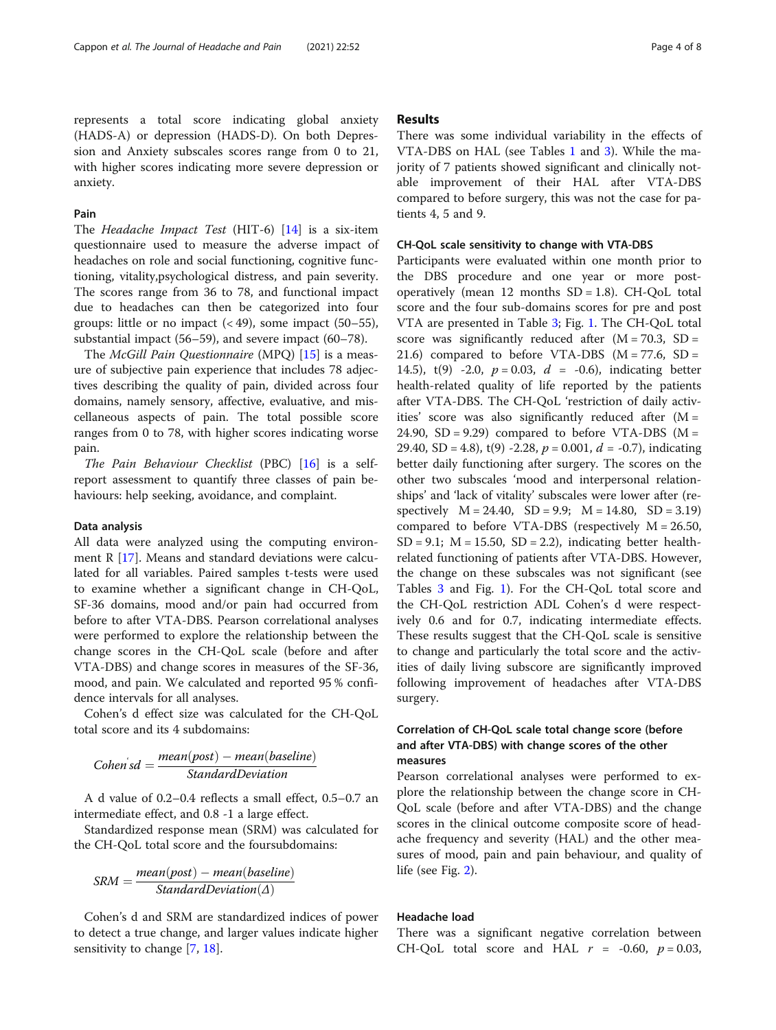represents a total score indicating global anxiety (HADS-A) or depression (HADS-D). On both Depression and Anxiety subscales scores range from 0 to 21, with higher scores indicating more severe depression or anxiety.

### Pain

The *Headache Impact Test* (HIT-6) [14] is a six-item questionnaire used to measure the adverse impact of headaches on role and social functioning, cognitive functioning, vitality,psychological distress, and pain severity. The scores range from 36 to 78, and functional impact due to headaches can then be categorized into four groups: little or no impact (< 49), some impact (50–55), substantial impact (56–59), and severe impact (60–78).

The *McGill Pain Questionnaire* (MPQ) [15] is a measure of subjective pain experience that includes 78 adjectives describing the quality of pain, divided across four domains, namely sensory, affective, evaluative, and miscellaneous aspects of pain. The total possible score ranges from 0 to 78, with higher scores indicating worse pain.

*The Pain Behaviour Checklist* (PBC) [16] is a self-report assessment to quantify three classes of pain behaviours: help seeking, avoidance, and complaint.

### Data analysis

All data were analyzed using the computing environment R [17]. Means and standard deviations were calculated for all variables. Paired samples t-tests were used to examine whether a significant change in CH-QoL, SF-36 domains, mood and/or pain had occurred from before to after VTA-DBS. Pearson correlational analyses were performed to explore the relationship between the change scores in the CH-QoL scale (before and after VTA-DBS) and change scores in measures of the SF-36, mood, and pain. We calculated and reported 95 % confidence intervals for all analyses.

Cohen's d effect size was calculated for the CH-QoL total score and its 4 subdomains:

$$Cohen's d = \frac{mean(post) - mean(baseline)}{StandardDeviation}$$

A d value of 0.2–0.4 reflects a small effect, 0.5–0.7 an intermediate effect, and 0.8 -1 a large effect.

Standardized response mean (SRM) was calculated for the CH-QoL total score and the foursubdomains:

$$SRM = \frac{mean(post) - mean(baseline)}{StandardDeviation(\Delta)}$$

Cohen's d and SRM are standardized indices of power to detect a true change, and larger values indicate higher sensitivity to change [7, 18].

## Results

There was some individual variability in the effects of VTA-DBS on HAL (see Tables 1 and 3). While the majority of 7 patients showed significant and clinically notable improvement of their HAL after VTA-DBS compared to before surgery, this was not the case for patients 4, 5 and 9.

### CH-QoL scale sensitivity to change with VTA-DBS

Participants were evaluated within one month prior to the DBS procedure and one year or more post-operatively (mean 12 months SD = 1.8). CH-QoL total score and the four sub-domains scores for pre and post VTA are presented in Table 3; Fig. 1. The CH-QoL total score was significantly reduced after (M = 70.3, SD = 21.6) compared to before VTA-DBS (M = 77.6, SD = 14.5), t(9) -2.0, $p = 0.03$, $d$ = -0.6), indicating better health-related quality of life reported by the patients after VTA-DBS. The CH-QoL 'restriction of daily activities' score was also significantly reduced after (M = 24.90, SD = 9.29) compared to before VTA-DBS (M = 29.40, SD = 4.8), t(9) -2.28, $p = 0.001$, $d$ = -0.7), indicating better daily functioning after surgery. The scores on the other two subscales 'mood and interpersonal relationships' and 'lack of vitality' subscales were lower after (respectively M = 24.40, SD = 9.9; M = 14.80, SD = 3.19) compared to before VTA-DBS (respectively M = 26.50, SD = 9.1; M = 15.50, SD = 2.2), indicating better health-related functioning of patients after VTA-DBS. However, the change on these subscales was not significant (see Tables 3 and Fig. 1). For the CH-QoL total score and the CH-QoL restriction ADL Cohen's d were respectively 0.6 and for 0.7, indicating intermediate effects. These results suggest that the CH-QoL scale is sensitive to change and particularly the total score and the activities of daily living subscore are significantly improved following improvement of headaches after VTA-DBS surgery.

### Correlation of CH-QoL scale total change score (before and after VTA-DBS) with change scores of the other measures

Pearson correlational analyses were performed to explore the relationship between the change score in CH-QoL scale (before and after VTA-DBS) and the change scores in the clinical outcome composite score of headache frequency and severity (HAL) and the other measures of mood, pain and pain behaviour, and quality of life (see Fig. 2).

### Headache load

There was a significant negative correlation between CH-QoL total score and HAL $r$ = -0.60, $p = 0.03$,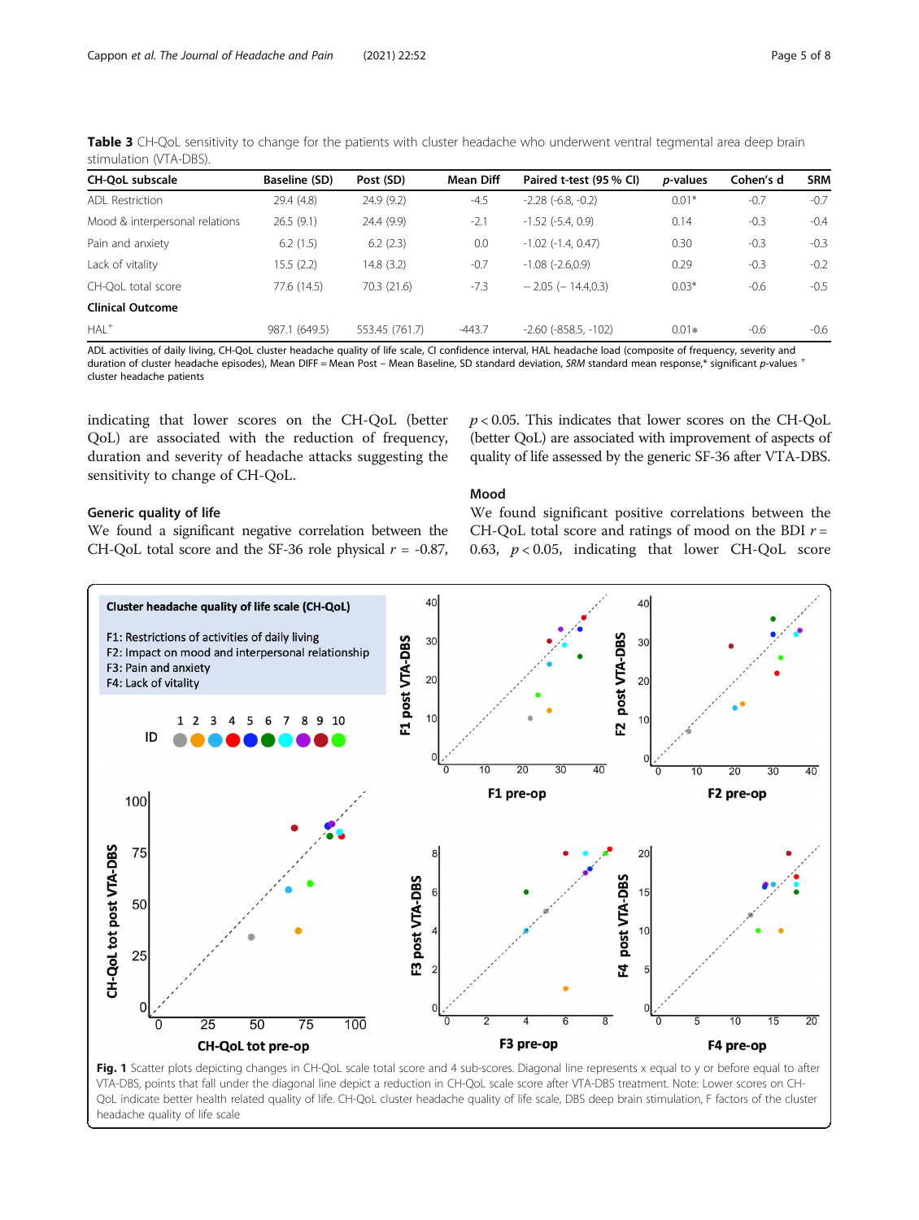**Table 3** CH-QoL sensitivity to change for the patients with cluster headache who underwent ventral tegmental area deep brain stimulation (VTA-DBS).

| CH-QoL subscale | Baseline (SD) | Post (SD) | Mean Diff | Paired t-test (95 % CI) | p-values | Cohen's d | SRM |
|---|---|---|---|---|---|---|---|
| ADL Restriction | 29.4 (4.8) | 24.9 (9.2) | -4.5 | -2.28 (-6.8, -0.2) | 0.01* | -0.7 | -0.7 |
| Mood & interpersonal relations | 26.5 (9.1) | 24.4 (9.9) | -2.1 | -1.52 (-5.4, 0.9) | 0.14 | -0.3 | -0.4 |
| Pain and anxiety | 6.2 (1.5) | 6.2 (2.3) | 0.0 | -1.02 (-1.4, 0.47) | 0.30 | -0.3 | -0.3 |
| Lack of vitality | 15.5 (2.2) | 14.8 (3.2) | -0.7 | -1.08 (-2.6,0.9) | 0.29 | -0.3 | -0.2 |
| CH-QoL total score | 77.6 (14.5) | 70.3 (21.6) | -7.3 | − 2.05 (− 14.4,0.3) | 0.03* | -0.6 | -0.5 |
| **Clinical Outcome** | | | | | | | |
| HAL+ | 987.1 (649.5) | 553.45 (761.7) | -443.7 | -2.60 (-858.5, -102) | 0.01* | -0.6 | -0.6 |

ADL activities of daily living, CH-QoL cluster headache quality of life scale, CI confidence interval, HAL headache load (composite of frequency, severity and duration of cluster headache episodes), Mean DIFF = Mean Post − Mean Baseline, SD standard deviation, *SRM* standard mean response,* significant *p*-values + cluster headache patients

indicating that lower scores on the CH-QoL (better QoL) are associated with the reduction of frequency, duration and severity of headache attacks suggesting the sensitivity to change of CH-QoL.

### Generic quality of life

We found a significant negative correlation between the CH-QoL total score and the SF-36 role physical $r$ = -0.87, $p < 0.05$. This indicates that lower scores on the CH-QoL (better QoL) are associated with improvement of aspects of quality of life assessed by the generic SF-36 after VTA-DBS.

### Mood

We found significant positive correlations between the CH-QoL total score and ratings of mood on the BDI $r$ = 0.63, $p < 0.05$, indicating that lower CH-QoL score

**Fig. 1** Scatter plots depicting changes in CH-QoL scale total score and 4 sub-scores. Diagonal line represents x equal to y or before equal to after VTA-DBS, points that fall under the diagonal line depict a reduction in CH-QoL scale score after VTA-DBS treatment. Note: Lower scores on CH-QoL indicate better health related quality of life. CH-QoL cluster headache quality of life scale, DBS deep brain stimulation, F factors of the cluster headache quality of life scale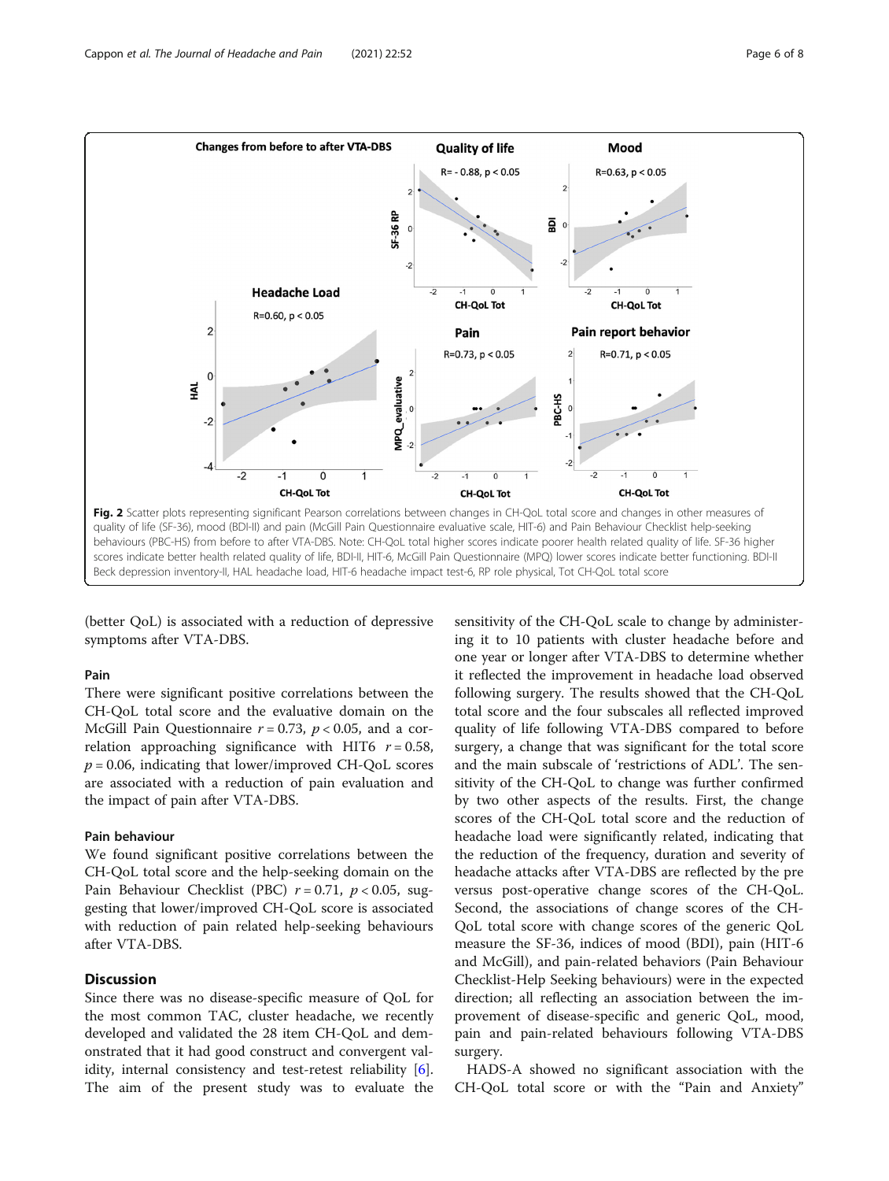**Fig. 2** Scatter plots representing significant Pearson correlations between changes in CH-QoL total score and changes in other measures of quality of life (SF-36), mood (BDI-II) and pain (McGill Pain Questionnaire evaluative scale, HIT-6) and Pain Behaviour Checklist help-seeking behaviours (PBC-HS) from before to after VTA-DBS. Note: CH-QoL total higher scores indicate poorer health related quality of life. SF-36 higher scores indicate better health related quality of life, BDI-II, HIT-6, McGill Pain Questionnaire (MPQ) lower scores indicate better functioning. BDI-II Beck depression inventory-II, HAL headache load, HIT-6 headache impact test-6, RP role physical, Tot CH-QoL total score

(better QoL) is associated with a reduction of depressive symptoms after VTA-DBS.

### Pain

There were significant positive correlations between the CH-QoL total score and the evaluative domain on the McGill Pain Questionnaire $r = 0.73$, $p < 0.05$, and a correlation approaching significance with HIT6 $r = 0.58$, $p = 0.06$, indicating that lower/improved CH-QoL scores are associated with a reduction of pain evaluation and the impact of pain after VTA-DBS.

### Pain behaviour

We found significant positive correlations between the CH-QoL total score and the help-seeking domain on the Pain Behaviour Checklist (PBC) $r = 0.71$, $p < 0.05$, suggesting that lower/improved CH-QoL score is associated with reduction of pain related help-seeking behaviours after VTA-DBS.

## Discussion

Since there was no disease-specific measure of QoL for the most common TAC, cluster headache, we recently developed and validated the 28 item CH-QoL and demonstrated that it had good construct and convergent validity, internal consistency and test-retest reliability [6]. The aim of the present study was to evaluate the sensitivity of the CH-QoL scale to change by administering it to 10 patients with cluster headache before and one year or longer after VTA-DBS to determine whether it reflected the improvement in headache load observed following surgery. The results showed that the CH-QoL total score and the four subscales all reflected improved quality of life following VTA-DBS compared to before surgery, a change that was significant for the total score and the main subscale of 'restrictions of ADL'. The sensitivity of the CH-QoL to change was further confirmed by two other aspects of the results. First, the change scores of the CH-QoL total score and the reduction of headache load were significantly related, indicating that the reduction of the frequency, duration and severity of headache attacks after VTA-DBS are reflected by the pre versus post-operative change scores of the CH-QoL. Second, the associations of change scores of the CH-QoL total score with change scores of the generic QoL measure the SF-36, indices of mood (BDI), pain (HIT-6 and McGill), and pain-related behaviors (Pain Behaviour Checklist-Help Seeking behaviours) were in the expected direction; all reflecting an association between the improvement of disease-specific and generic QoL, mood, pain and pain-related behaviours following VTA-DBS surgery.

HADS-A showed no significant association with the CH-QoL total score or with the "Pain and Anxiety"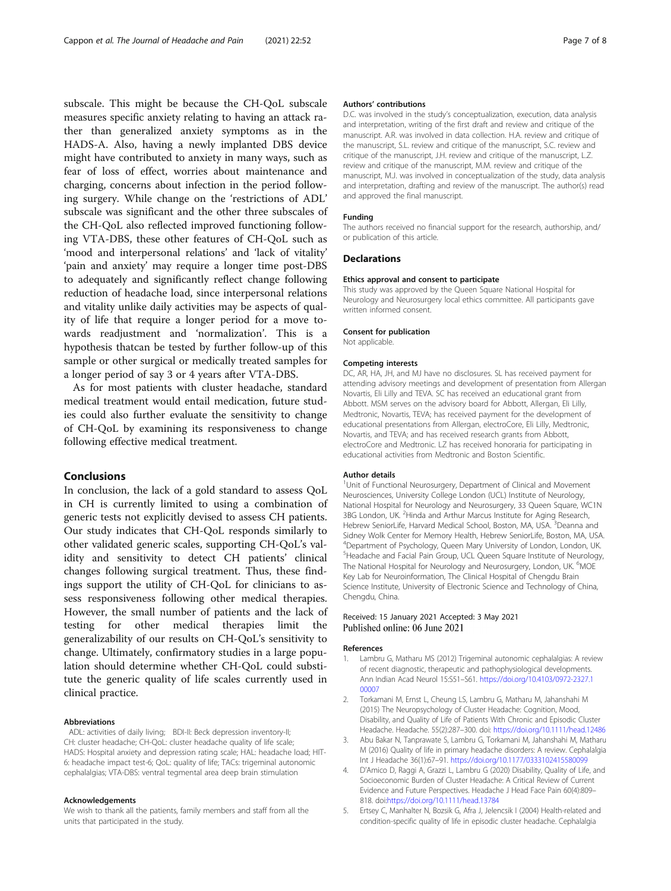subscale. This might be because the CH-QoL subscale measures specific anxiety relating to having an attack rather than generalized anxiety symptoms as in the HADS-A. Also, having a newly implanted DBS device might have contributed to anxiety in many ways, such as fear of loss of effect, worries about maintenance and charging, concerns about infection in the period following surgery. While change on the 'restrictions of ADL' subscale was significant and the other three subscales of the CH-QoL also reflected improved functioning following VTA-DBS, these other features of CH-QoL such as 'mood and interpersonal relations' and 'lack of vitality' 'pain and anxiety' may require a longer time post-DBS to adequately and significantly reflect change following reduction of headache load, since interpersonal relations and vitality unlike daily activities may be aspects of quality of life that require a longer period for a move towards readjustment and 'normalization'. This is a hypothesis thatcan be tested by further follow-up of this sample or other surgical or medically treated samples for a longer period of say 3 or 4 years after VTA-DBS.

As for most patients with cluster headache, standard medical treatment would entail medication, future studies could also further evaluate the sensitivity to change of CH-QoL by examining its responsiveness to change following effective medical treatment.

## Conclusions

In conclusion, the lack of a gold standard to assess QoL in CH is currently limited to using a combination of generic tests not explicitly devised to assess CH patients. Our study indicates that CH-QoL responds similarly to other validated generic scales, supporting CH-QoL's validity and sensitivity to detect CH patients' clinical changes following surgical treatment. Thus, these findings support the utility of CH-QoL for clinicians to assess responsiveness following other medical therapies. However, the small number of patients and the lack of testing for other medical therapies limit the generalizability of our results on CH-QoL's sensitivity to change. Ultimately, confirmatory studies in a large population should determine whether CH-QoL could substitute the generic quality of life scales currently used in clinical practice.

#### Abbreviations

ADL: activities of daily living; BDI-II: Beck depression inventory-II; CH: cluster headache; CH-QoL: cluster headache quality of life scale; HADS: Hospital anxiety and depression rating scale; HAL: headache load; HIT-6: headache impact test-6; QoL: quality of life; TACs: trigeminal autonomic cephalalgias; VTA-DBS: ventral tegmental area deep brain stimulation

#### Acknowledgements

We wish to thank all the patients, family members and staff from all the units that participated in the study.

#### Authors' contributions

D.C. was involved in the study's conceptualization, execution, data analysis and interpretation, writing of the first draft and review and critique of the manuscript. A.R. was involved in data collection. H.A. review and critique of the manuscript, S.L. review and critique of the manuscript, S.C. review and critique of the manuscript, J.H. review and critique of the manuscript, L.Z. review and critique of the manuscript, M.M. review and critique of the manuscript, M.J. was involved in conceptualization of the study, data analysis and interpretation, drafting and review of the manuscript. The author(s) read and approved the final manuscript.

#### Funding

The authors received no financial support for the research, authorship, and/or publication of this article.

## Declarations

#### Ethics approval and consent to participate

This study was approved by the Queen Square National Hospital for Neurology and Neurosurgery local ethics committee. All participants gave written informed consent.

#### Consent for publication

Not applicable.

#### Competing interests

DC, AR, HA, JH, and MJ have no disclosures. SL has received payment for attending advisory meetings and development of presentation from Allergan Novartis, Eli Lilly and TEVA. SC has received an educational grant from Abbott. MSM serves on the advisory board for Abbott, Allergan, Eli Lilly, Medtronic, Novartis, TEVA; has received payment for the development of educational presentations from Allergan, electroCore, Eli Lilly, Medtronic, Novartis, and TEVA; and has received research grants from Abbott, electroCore and Medtronic. LZ has received honoraria for participating in educational activities from Medtronic and Boston Scientific.

#### Author details

[1]Unit of Functional Neurosurgery, Department of Clinical and Movement Neurosciences, University College London (UCL) Institute of Neurology, National Hospital for Neurology and Neurosurgery, 33 Queen Square, WC1N 3BG London, UK. [2]Hinda and Arthur Marcus Institute for Aging Research, Hebrew SeniorLife, Harvard Medical School, Boston, MA, USA. [3]Deanna and Sidney Wolk Center for Memory Health, Hebrew SeniorLife, Boston, MA, USA. [4]Department of Psychology, Queen Mary University of London, London, UK. [5]Headache and Facial Pain Group, UCL Queen Square Institute of Neurology, The National Hospital for Neurology and Neurosurgery, London, UK. [6]MOE Key Lab for Neuroinformation, The Clinical Hospital of Chengdu Brain Science Institute, University of Electronic Science and Technology of China, Chengdu, China.

Received: 15 January 2021 Accepted: 3 May 2021
Published online: 06 June 2021

#### References

1. Lambru G, Matharu MS (2012) Trigeminal autonomic cephalalgias: A review of recent diagnostic, therapeutic and pathophysiological developments. Ann Indian Acad Neurol 15:S51–S61. https://doi.org/10.4103/0972-2327.100007
2. Torkamani M, Ernst L, Cheung LS, Lambru G, Matharu M, Jahanshahi M (2015) The Neuropsychology of Cluster Headache: Cognition, Mood, Disability, and Quality of Life of Patients With Chronic and Episodic Cluster Headache. Headache. 55(2):287–300. doi: https://doi.org/10.1111/head.12486
3. Abu Bakar N, Tanprawate S, Lambru G, Torkamani M, Jahanshahi M, Matharu M (2016) Quality of life in primary headache disorders: A review. Cephalalgia Int J Headache 36(1):67–91. https://doi.org/10.1177/0333102415580099
4. D'Amico D, Raggi A, Grazzi L, Lambru G (2020) Disability, Quality of Life, and Socioeconomic Burden of Cluster Headache: A Critical Review of Current Evidence and Future Perspectives. Headache J Head Face Pain 60(4):809–818. doi:https://doi.org/10.1111/head.13784
5. Ertsey C, Manhalter N, Bozsik G, Afra J, Jelencsik I (2004) Health-related and condition-specific quality of life in episodic cluster headache. Cephalalgia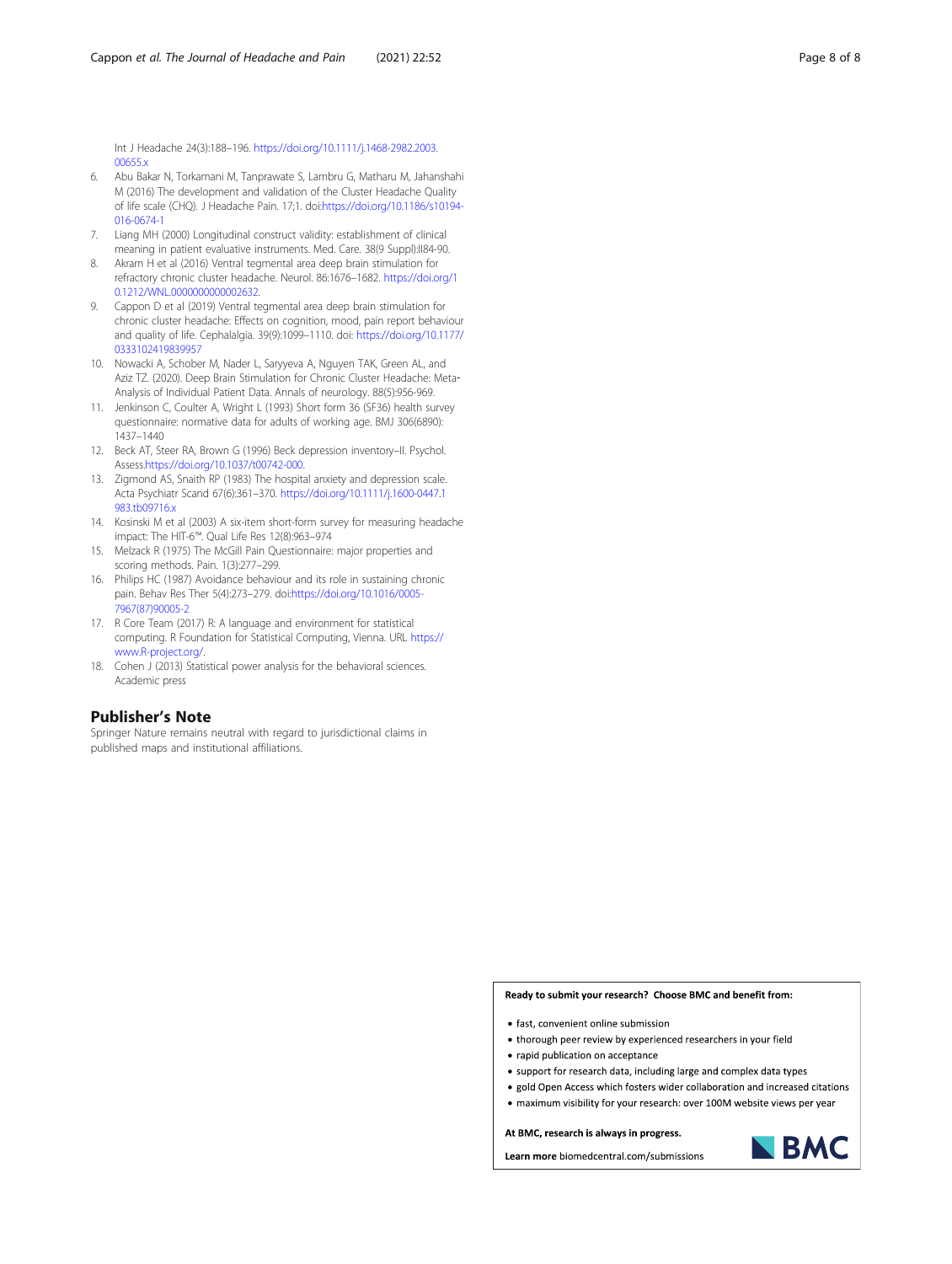Int J Headache 24(3):188–196. https://doi.org/10.1111/j.1468-2982.2003.00655.x

6. Abu Bakar N, Torkamani M, Tanprawate S, Lambru G, Matharu M, Jahanshahi M (2016) The development and validation of the Cluster Headache Quality of life scale (CHQ). J Headache Pain. 17;1. doi:https://doi.org/10.1186/s10194-016-0674-1
7. Liang MH (2000) Longitudinal construct validity: establishment of clinical meaning in patient evaluative instruments. Med. Care. 38(9 Suppl):II84-90.
8. Akram H et al (2016) Ventral tegmental area deep brain stimulation for refractory chronic cluster headache. Neurol. 86:1676–1682. https://doi.org/10.1212/WNL.0000000000002632.
9. Cappon D et al (2019) Ventral tegmental area deep brain stimulation for chronic cluster headache: Effects on cognition, mood, pain report behaviour and quality of life. Cephalalgia. 39(9):1099–1110. doi: https://doi.org/10.1177/0333102419839957
10. Nowacki A, Schober M, Nader L, Saryyeva A, Nguyen TAK, Green AL, and Aziz TZ. (2020). Deep Brain Stimulation for Chronic Cluster Headache: Meta-Analysis of Individual Patient Data. Annals of neurology. 88(5):956-969.
11. Jenkinson C, Coulter A, Wright L (1993) Short form 36 (SF36) health survey questionnaire: normative data for adults of working age. BMJ 306(6890): 1437–1440
12. Beck AT, Steer RA, Brown G (1996) Beck depression inventory–II. Psychol. Assess.https://doi.org/10.1037/t00742-000.
13. Zigmond AS, Snaith RP (1983) The hospital anxiety and depression scale. Acta Psychiatr Scand 67(6):361–370. https://doi.org/10.1111/j.1600-0447.1983.tb09716.x
14. Kosinski M et al (2003) A six-item short-form survey for measuring headache impact: The HIT-6™. Qual Life Res 12(8):963–974
15. Melzack R (1975) The McGill Pain Questionnaire: major properties and scoring methods. Pain. 1(3):277–299.
16. Philips HC (1987) Avoidance behaviour and its role in sustaining chronic pain. Behav Res Ther 5(4):273–279. doi:https://doi.org/10.1016/0005-7967(87)90005-2
17. R Core Team (2017) R: A language and environment for statistical computing. R Foundation for Statistical Computing, Vienna. URL https://www.R-project.org/.
18. Cohen J (2013) Statistical power analysis for the behavioral sciences. Academic press

## Publisher's Note

Springer Nature remains neutral with regard to jurisdictional claims in published maps and institutional affiliations.

**Ready to submit your research? Choose BMC and benefit from:**

- fast, convenient online submission
- thorough peer review by experienced researchers in your field
- rapid publication on acceptance
- support for research data, including large and complex data types
- gold Open Access which fosters wider collaboration and increased citations
- maximum visibility for your research: over 100M website views per year

**At BMC, research is always in progress.**

**Learn more** biomedcentral.com/submissions

BMC